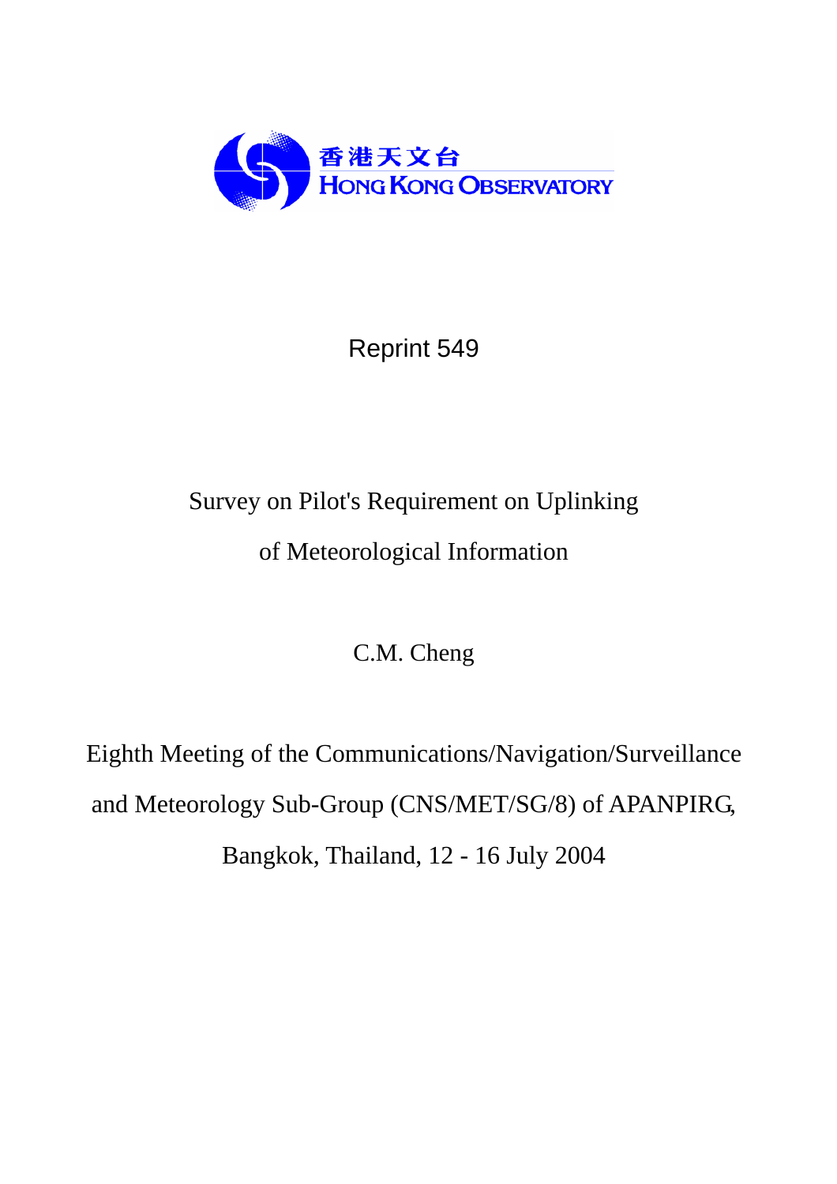香港天文台
HONG KONG OBSERVATORY

Reprint 549

# Survey on Pilot's Requirement on Uplinking of Meteorological Information

C.M. Cheng

Eighth Meeting of the Communications/Navigation/Surveillance and Meteorology Sub-Group (CNS/MET/SG/8) of APANPIRG, Bangkok, Thailand, 12 - 16 July 2004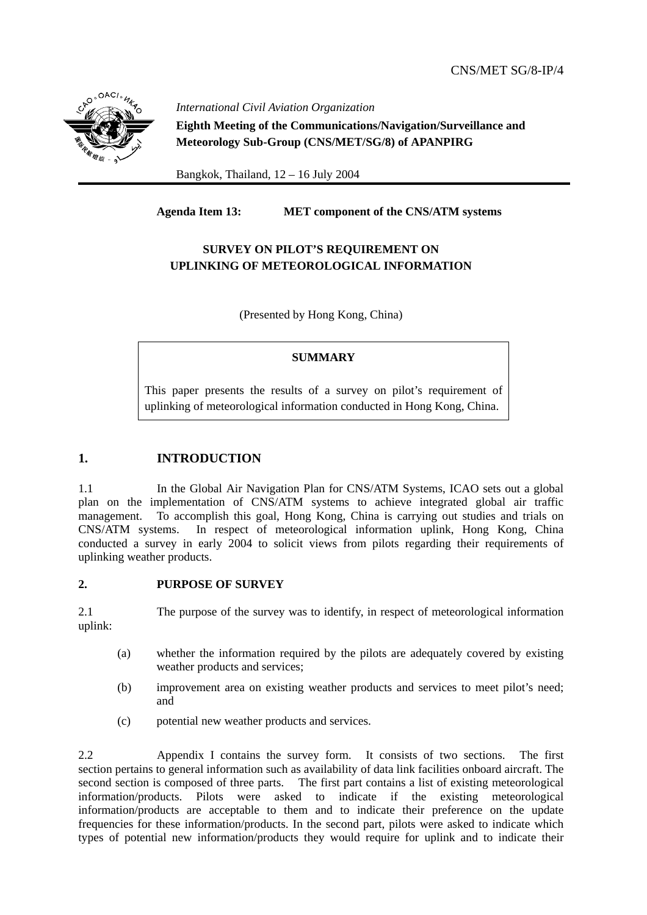CNS/MET SG/8-IP/4

*International Civil Aviation Organization*

**Eighth Meeting of the Communications/Navigation/Surveillance and Meteorology Sub-Group (CNS/MET/SG/8) of APANPIRG**

Bangkok, Thailand, 12 – 16 July 2004

**Agenda Item 13: MET component of the CNS/ATM systems**

**SURVEY ON PILOT'S REQUIREMENT ON UPLINKING OF METEOROLOGICAL INFORMATION**

(Presented by Hong Kong, China)

| **SUMMARY** |
|---|
| This paper presents the results of a survey on pilot's requirement of uplinking of meteorological information conducted in Hong Kong, China. |

## 1. INTRODUCTION

1.1 In the Global Air Navigation Plan for CNS/ATM Systems, ICAO sets out a global plan on the implementation of CNS/ATM systems to achieve integrated global air traffic management. To accomplish this goal, Hong Kong, China is carrying out studies and trials on CNS/ATM systems. In respect of meteorological information uplink, Hong Kong, China conducted a survey in early 2004 to solicit views from pilots regarding their requirements of uplinking weather products.

## 2. PURPOSE OF SURVEY

2.1 The purpose of the survey was to identify, in respect of meteorological information uplink:

(a) whether the information required by the pilots are adequately covered by existing weather products and services;

(b) improvement area on existing weather products and services to meet pilot's need; and

(c) potential new weather products and services.

2.2 Appendix I contains the survey form. It consists of two sections. The first section pertains to general information such as availability of data link facilities onboard aircraft. The second section is composed of three parts. The first part contains a list of existing meteorological information/products. Pilots were asked to indicate if the existing meteorological information/products are acceptable to them and to indicate their preference on the update frequencies for these information/products. In the second part, pilots were asked to indicate which types of potential new information/products they would require for uplink and to indicate their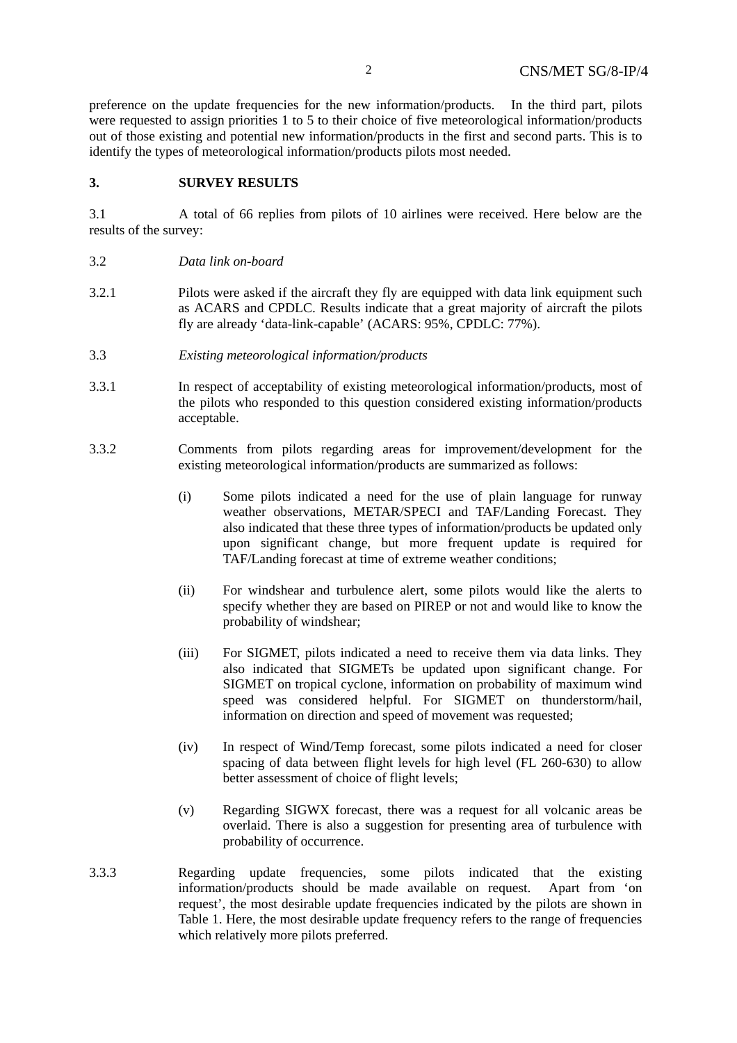preference on the update frequencies for the new information/products. In the third part, pilots were requested to assign priorities 1 to 5 to their choice of five meteorological information/products out of those existing and potential new information/products in the first and second parts. This is to identify the types of meteorological information/products pilots most needed.

## 3. SURVEY RESULTS

3.1 A total of 66 replies from pilots of 10 airlines were received. Here below are the results of the survey:

3.2 *Data link on-board*

3.2.1 Pilots were asked if the aircraft they fly are equipped with data link equipment such as ACARS and CPDLC. Results indicate that a great majority of aircraft the pilots fly are already 'data-link-capable' (ACARS: 95%, CPDLC: 77%).

3.3 *Existing meteorological information/products*

3.3.1 In respect of acceptability of existing meteorological information/products, most of the pilots who responded to this question considered existing information/products acceptable.

3.3.2 Comments from pilots regarding areas for improvement/development for the existing meteorological information/products are summarized as follows:

(i) Some pilots indicated a need for the use of plain language for runway weather observations, METAR/SPECI and TAF/Landing Forecast. They also indicated that these three types of information/products be updated only upon significant change, but more frequent update is required for TAF/Landing forecast at time of extreme weather conditions;

(ii) For windshear and turbulence alert, some pilots would like the alerts to specify whether they are based on PIREP or not and would like to know the probability of windshear;

(iii) For SIGMET, pilots indicated a need to receive them via data links. They also indicated that SIGMETs be updated upon significant change. For SIGMET on tropical cyclone, information on probability of maximum wind speed was considered helpful. For SIGMET on thunderstorm/hail, information on direction and speed of movement was requested;

(iv) In respect of Wind/Temp forecast, some pilots indicated a need for closer spacing of data between flight levels for high level (FL 260-630) to allow better assessment of choice of flight levels;

(v) Regarding SIGWX forecast, there was a request for all volcanic areas be overlaid. There is also a suggestion for presenting area of turbulence with probability of occurrence.

3.3.3 Regarding update frequencies, some pilots indicated that the existing information/products should be made available on request. Apart from 'on request', the most desirable update frequencies indicated by the pilots are shown in Table 1. Here, the most desirable update frequency refers to the range of frequencies which relatively more pilots preferred.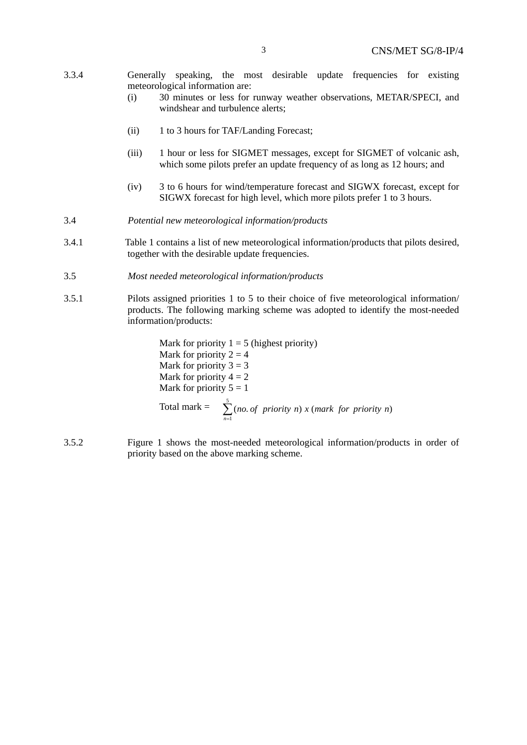3.3.4 Generally speaking, the most desirable update frequencies for existing meteorological information are:

(i) 30 minutes or less for runway weather observations, METAR/SPECI, and windshear and turbulence alerts;

(ii) 1 to 3 hours for TAF/Landing Forecast;

(iii) 1 hour or less for SIGMET messages, except for SIGMET of volcanic ash, which some pilots prefer an update frequency of as long as 12 hours; and

(iv) 3 to 6 hours for wind/temperature forecast and SIGWX forecast, except for SIGWX forecast for high level, which more pilots prefer 1 to 3 hours.

3.4 *Potential new meteorological information/products*

3.4.1 Table 1 contains a list of new meteorological information/products that pilots desired, together with the desirable update frequencies.

3.5 *Most needed meteorological information/products*

3.5.1 Pilots assigned priorities 1 to 5 to their choice of five meteorological information/ products. The following marking scheme was adopted to identify the most-needed information/products:

Mark for priority 1 = 5 (highest priority)
Mark for priority 2 = 4
Mark for priority 3 = 3
Mark for priority 4 = 2
Mark for priority 5 = 1

$$\text{Total mark} = \sum_{n=1}^{5} (no.\ of\ \ priority\ n)\ x\ (mark\ \ for\ \ priority\ n)$$

3.5.2 Figure 1 shows the most-needed meteorological information/products in order of priority based on the above marking scheme.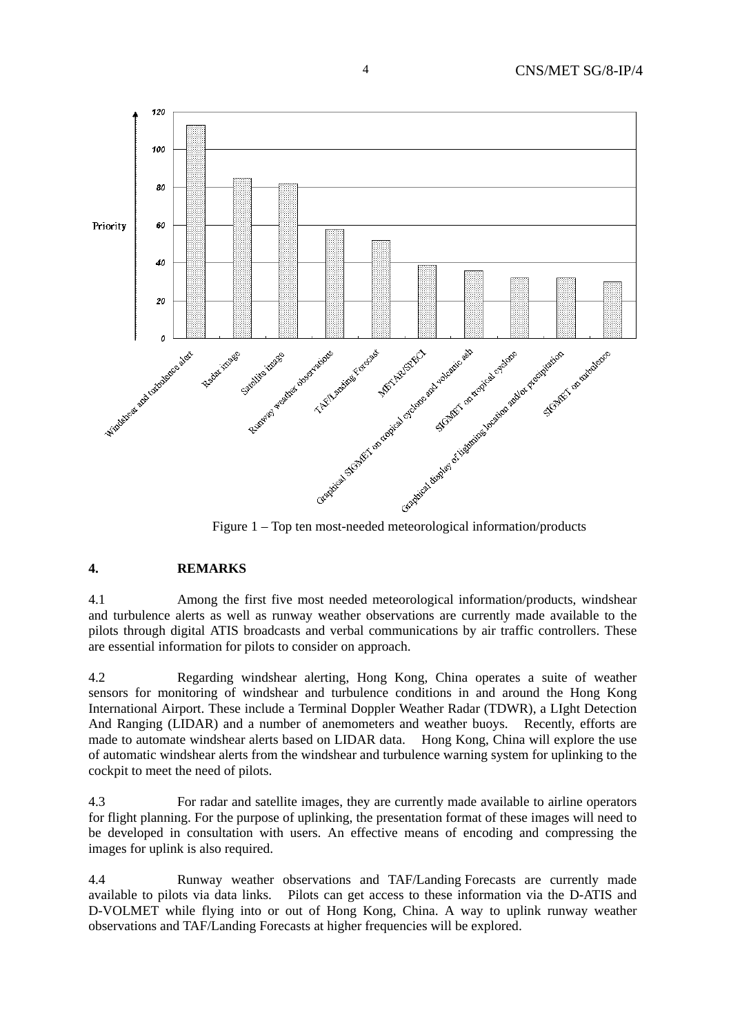Figure 1 – Top ten most-needed meteorological information/products

## 4. REMARKS

4.1 Among the first five most needed meteorological information/products, windshear and turbulence alerts as well as runway weather observations are currently made available to the pilots through digital ATIS broadcasts and verbal communications by air traffic controllers. These are essential information for pilots to consider on approach.

4.2 Regarding windshear alerting, Hong Kong, China operates a suite of weather sensors for monitoring of windshear and turbulence conditions in and around the Hong Kong International Airport. These include a Terminal Doppler Weather Radar (TDWR), a LIght Detection And Ranging (LIDAR) and a number of anemometers and weather buoys. Recently, efforts are made to automate windshear alerts based on LIDAR data. Hong Kong, China will explore the use of automatic windshear alerts from the windshear and turbulence warning system for uplinking to the cockpit to meet the need of pilots.

4.3 For radar and satellite images, they are currently made available to airline operators for flight planning. For the purpose of uplinking, the presentation format of these images will need to be developed in consultation with users. An effective means of encoding and compressing the images for uplink is also required.

4.4 Runway weather observations and TAF/Landing Forecasts are currently made available to pilots via data links. Pilots can get access to these information via the D-ATIS and D-VOLMET while flying into or out of Hong Kong, China. A way to uplink runway weather observations and TAF/Landing Forecasts at higher frequencies will be explored.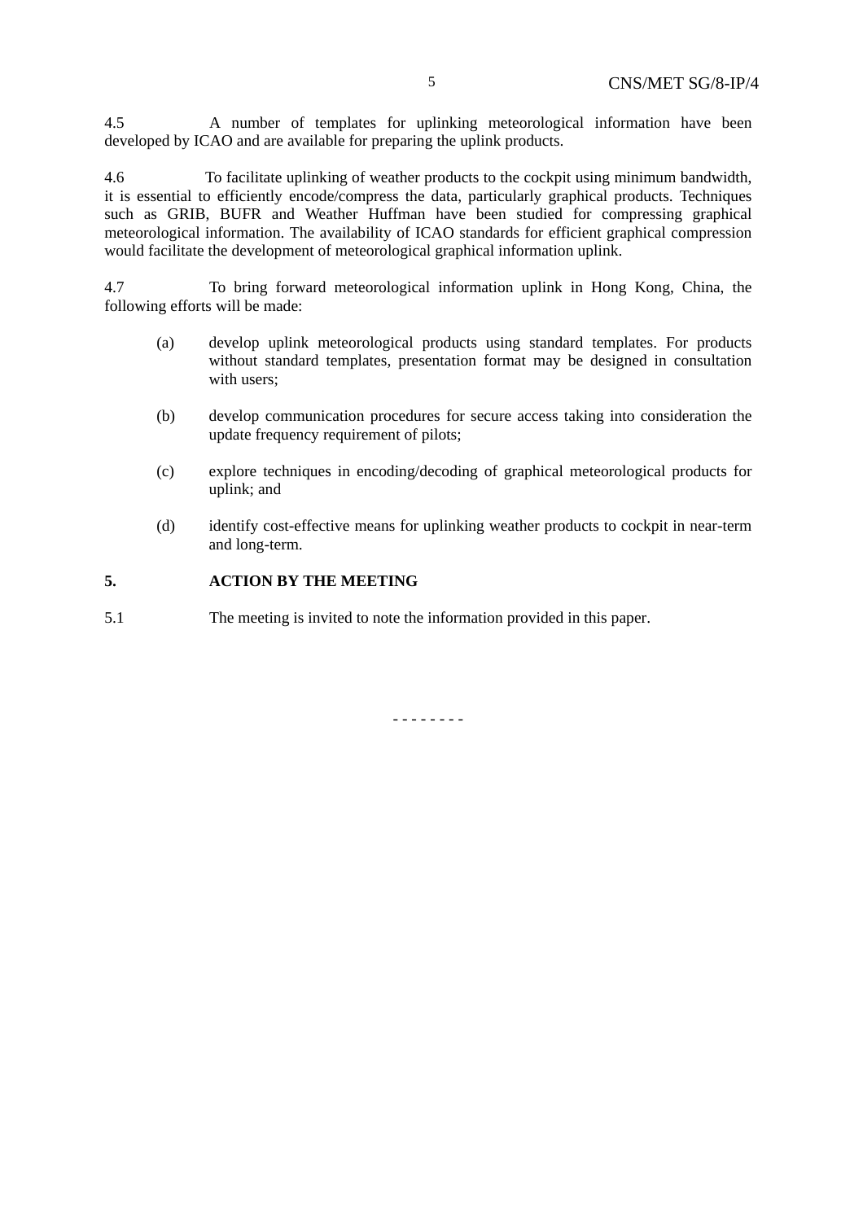4.5 A number of templates for uplinking meteorological information have been developed by ICAO and are available for preparing the uplink products.

4.6 To facilitate uplinking of weather products to the cockpit using minimum bandwidth, it is essential to efficiently encode/compress the data, particularly graphical products. Techniques such as GRIB, BUFR and Weather Huffman have been studied for compressing graphical meteorological information. The availability of ICAO standards for efficient graphical compression would facilitate the development of meteorological graphical information uplink.

4.7 To bring forward meteorological information uplink in Hong Kong, China, the following efforts will be made:

(a) develop uplink meteorological products using standard templates. For products without standard templates, presentation format may be designed in consultation with users;

(b) develop communication procedures for secure access taking into consideration the update frequency requirement of pilots;

(c) explore techniques in encoding/decoding of graphical meteorological products for uplink; and

(d) identify cost-effective means for uplinking weather products to cockpit in near-term and long-term.

**5. ACTION BY THE MEETING**

5.1 The meeting is invited to note the information provided in this paper.

- - - - - - - -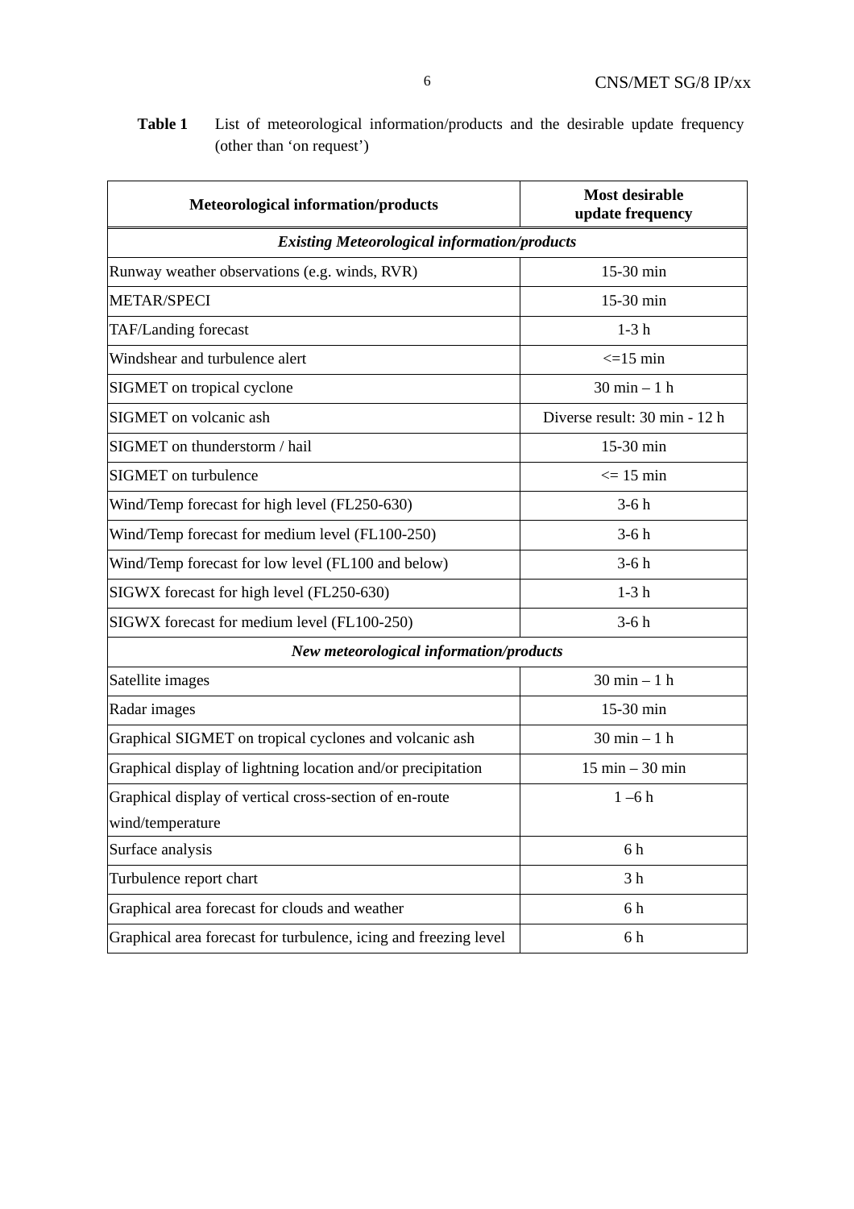**Table 1** List of meteorological information/products and the desirable update frequency (other than 'on request')

| Meteorological information/products | Most desirable update frequency |
|---|---|
| ***Existing Meteorological information/products*** | |
| Runway weather observations (e.g. winds, RVR) | 15-30 min |
| METAR/SPECI | 15-30 min |
| TAF/Landing forecast | 1-3 h |
| Windshear and turbulence alert | <=15 min |
| SIGMET on tropical cyclone | 30 min – 1 h |
| SIGMET on volcanic ash | Diverse result: 30 min - 12 h |
| SIGMET on thunderstorm / hail | 15-30 min |
| SIGMET on turbulence | <= 15 min |
| Wind/Temp forecast for high level (FL250-630) | 3-6 h |
| Wind/Temp forecast for medium level (FL100-250) | 3-6 h |
| Wind/Temp forecast for low level (FL100 and below) | 3-6 h |
| SIGWX forecast for high level (FL250-630) | 1-3 h |
| SIGWX forecast for medium level (FL100-250) | 3-6 h |
| ***New meteorological information/products*** | |
| Satellite images | 30 min – 1 h |
| Radar images | 15-30 min |
| Graphical SIGMET on tropical cyclones and volcanic ash | 30 min – 1 h |
| Graphical display of lightning location and/or precipitation | 15 min – 30 min |
| Graphical display of vertical cross-section of en-route wind/temperature | 1 –6 h |
| Surface analysis | 6 h |
| Turbulence report chart | 3 h |
| Graphical area forecast for clouds and weather | 6 h |
| Graphical area forecast for turbulence, icing and freezing level | 6 h |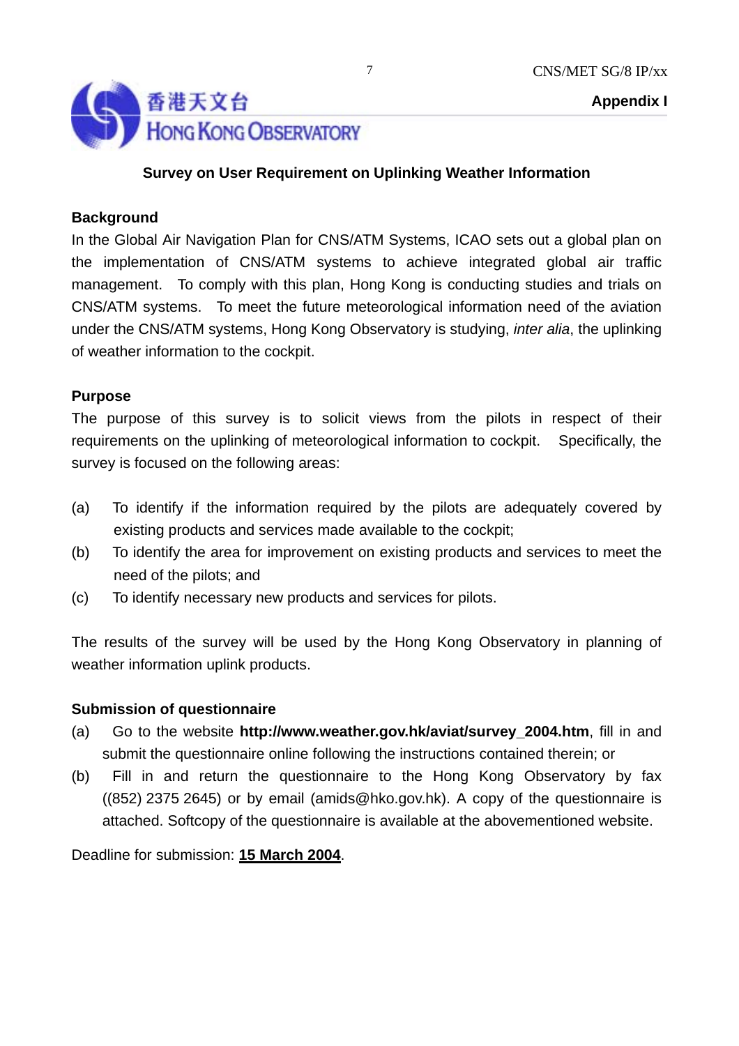**Appendix I**

香港天文台
HONG KONG OBSERVATORY

## Survey on User Requirement on Uplinking Weather Information

### Background

In the Global Air Navigation Plan for CNS/ATM Systems, ICAO sets out a global plan on the implementation of CNS/ATM systems to achieve integrated global air traffic management. To comply with this plan, Hong Kong is conducting studies and trials on CNS/ATM systems. To meet the future meteorological information need of the aviation under the CNS/ATM systems, Hong Kong Observatory is studying, *inter alia*, the uplinking of weather information to the cockpit.

### Purpose

The purpose of this survey is to solicit views from the pilots in respect of their requirements on the uplinking of meteorological information to cockpit. Specifically, the survey is focused on the following areas:

(a) To identify if the information required by the pilots are adequately covered by existing products and services made available to the cockpit;

(b) To identify the area for improvement on existing products and services to meet the need of the pilots; and

(c) To identify necessary new products and services for pilots.

The results of the survey will be used by the Hong Kong Observatory in planning of weather information uplink products.

### Submission of questionnaire

(a) Go to the website **http://www.weather.gov.hk/aviat/survey_2004.htm**, fill in and submit the questionnaire online following the instructions contained therein; or

(b) Fill in and return the questionnaire to the Hong Kong Observatory by fax ((852) 2375 2645) or by email (amids@hko.gov.hk). A copy of the questionnaire is attached. Softcopy of the questionnaire is available at the abovementioned website.

Deadline for submission: **15 March 2004**.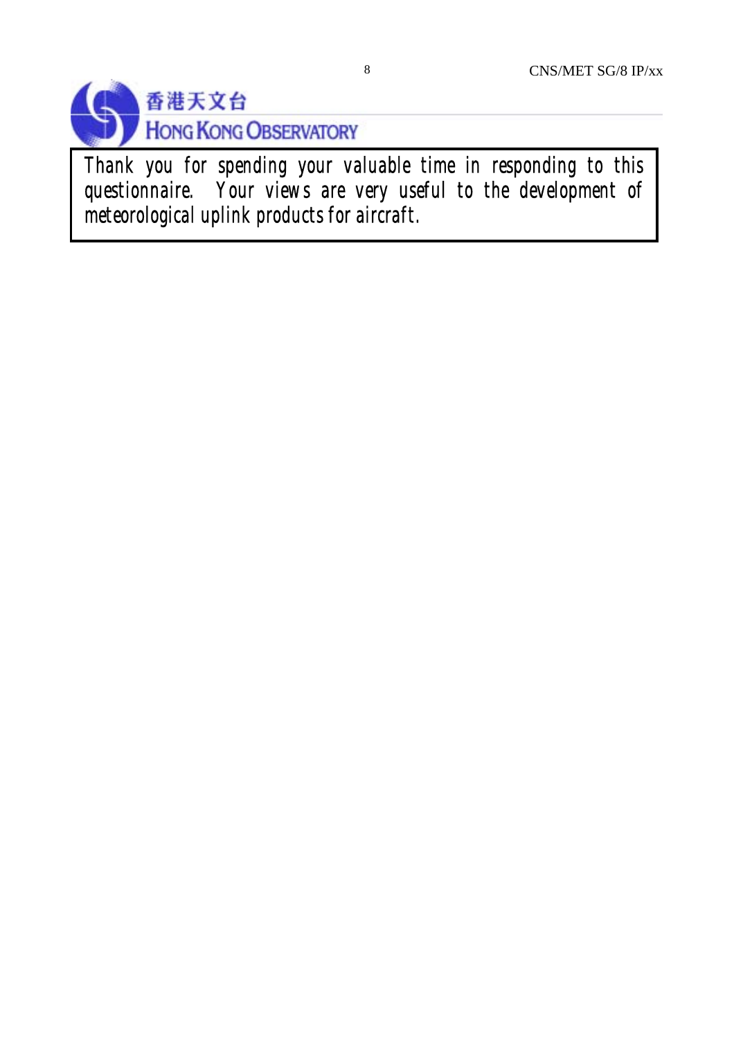香港天文台
HONG KONG OBSERVATORY

*Thank you for spending your valuable time in responding to this questionnaire. Your views are very useful to the development of meteorological uplink products for aircraft.*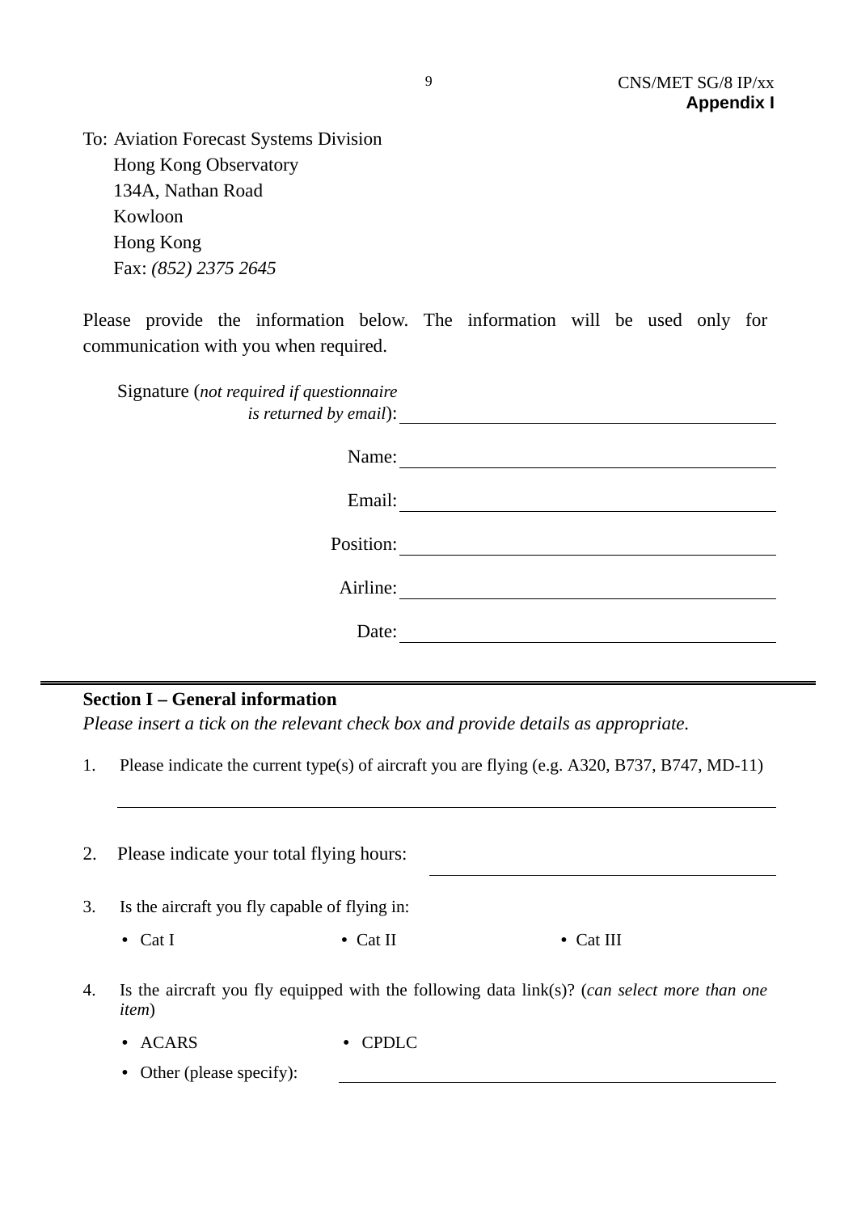**Appendix I**

To: Aviation Forecast Systems Division
Hong Kong Observatory
134A, Nathan Road
Kowloon
Hong Kong
Fax: *(852) 2375 2645*

Please provide the information below. The information will be used only for communication with you when required.

Signature (*not required if questionnaire is returned by email*): ____________________

Name: ____________________

Email: ____________________

Position: ____________________

Airline: ____________________

Date: ____________________

---

**Section I – General information**

*Please insert a tick on the relevant check box and provide details as appropriate.*

1. Please indicate the current type(s) of aircraft you are flying (e.g. A320, B737, B747, MD-11)

   ____________________

2. Please indicate your total flying hours: ____________________

3. Is the aircraft you fly capable of flying in:

   - Cat I
   - Cat II
   - Cat III

4. Is the aircraft you fly equipped with the following data link(s)? (*can select more than one item*)

   - ACARS
   - CPDLC
   - Other (please specify): ____________________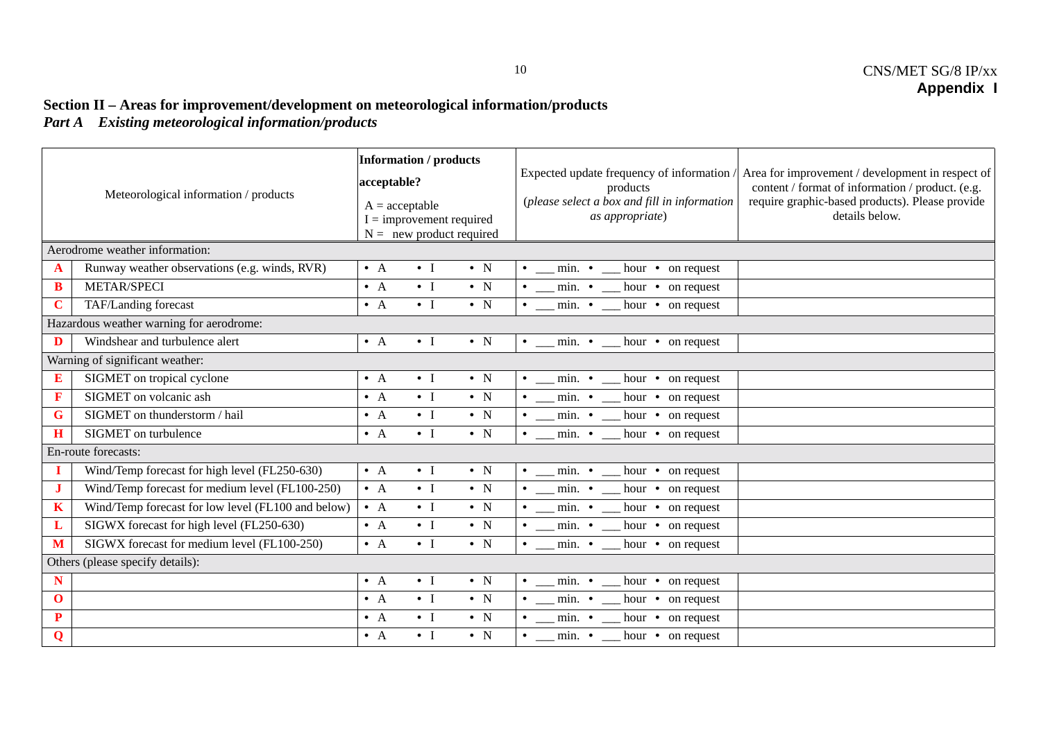CNS/MET SG/8 IP/xx
**Appendix I**

## Section II – Areas for improvement/development on meteorological information/products

### *Part A Existing meteorological information/products*

| | Meteorological information / products | **Information / products acceptable?** A = acceptable I = improvement required N = new product required | Expected update frequency of information / products (*please select a box and fill in information as appropriate*) | Area for improvement / development in respect of content / format of information / product. (e.g. require graphic-based products). Please provide details below. |
|---|---|---|---|---|
| Aerodrome weather information: | | | | |
| **A** | Runway weather observations (e.g. winds, RVR) | • A • I • N | • ___ min. • ___ hour • on request | |
| **B** | METAR/SPECI | • A • I • N | • ___ min. • ___ hour • on request | |
| **C** | TAF/Landing forecast | • A • I • N | • ___ min. • ___ hour • on request | |
| Hazardous weather warning for aerodrome: | | | | |
| **D** | Windshear and turbulence alert | • A • I • N | • ___ min. • ___ hour • on request | |
| Warning of significant weather: | | | | |
| **E** | SIGMET on tropical cyclone | • A • I • N | • ___ min. • ___ hour • on request | |
| **F** | SIGMET on volcanic ash | • A • I • N | • ___ min. • ___ hour • on request | |
| **G** | SIGMET on thunderstorm / hail | • A • I • N | • ___ min. • ___ hour • on request | |
| **H** | SIGMET on turbulence | • A • I • N | • ___ min. • ___ hour • on request | |
| En-route forecasts: | | | | |
| **I** | Wind/Temp forecast for high level (FL250-630) | • A • I • N | • ___ min. • ___ hour • on request | |
| **J** | Wind/Temp forecast for medium level (FL100-250) | • A • I • N | • ___ min. • ___ hour • on request | |
| **K** | Wind/Temp forecast for low level (FL100 and below) | • A • I • N | • ___ min. • ___ hour • on request | |
| **L** | SIGWX forecast for high level (FL250-630) | • A • I • N | • ___ min. • ___ hour • on request | |
| **M** | SIGWX forecast for medium level (FL100-250) | • A • I • N | • ___ min. • ___ hour • on request | |
| Others (please specify details): | | | | |
| **N** | | • A • I • N | • ___ min. • ___ hour • on request | |
| **O** | | • A • I • N | • ___ min. • ___ hour • on request | |
| **P** | | • A • I • N | • ___ min. • ___ hour • on request | |
| **Q** | | • A • I • N | • ___ min. • ___ hour • on request | |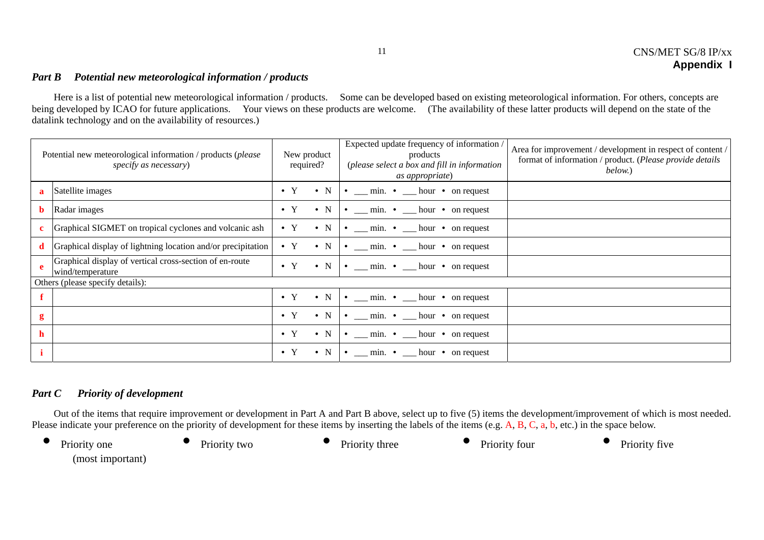## *Part B Potential new meteorological information / products*

Here is a list of potential new meteorological information / products. Some can be developed based on existing meteorological information. For others, concepts are being developed by ICAO for future applications. Your views on these products are welcome. (The availability of these latter products will depend on the state of the datalink technology and on the availability of resources.)

| Potential new meteorological information / products (*please specify as necessary*) | | New product required? | Expected update frequency of information / products (*please select a box and fill in information as appropriate*) | Area for improvement / development in respect of content / format of information / product. (*Please provide details below.*) |
|---|---|---|---|---|
| **a** | Satellite images | • Y • N | • ___ min. • ___ hour • on request | |
| **b** | Radar images | • Y • N | • ___ min. • ___ hour • on request | |
| **c** | Graphical SIGMET on tropical cyclones and volcanic ash | • Y • N | • ___ min. • ___ hour • on request | |
| **d** | Graphical display of lightning location and/or precipitation | • Y • N | • ___ min. • ___ hour • on request | |
| **e** | Graphical display of vertical cross-section of en-route wind/temperature | • Y • N | • ___ min. • ___ hour • on request | |
| Others (please specify details): | | | | |
| **f** | | • Y • N | • ___ min. • ___ hour • on request | |
| **g** | | • Y • N | • ___ min. • ___ hour • on request | |
| **h** | | • Y • N | • ___ min. • ___ hour • on request | |
| **i** | | • Y • N | • ___ min. • ___ hour • on request | |

## *Part C Priority of development*

Out of the items that require improvement or development in Part A and Part B above, select up to five (5) items the development/improvement of which is most needed. Please indicate your preference on the priority of development for these items by inserting the labels of the items (e.g. A, B, C, a, b, etc.) in the space below.

- Priority one (most important)
- Priority two
- Priority three
- Priority four
- Priority five